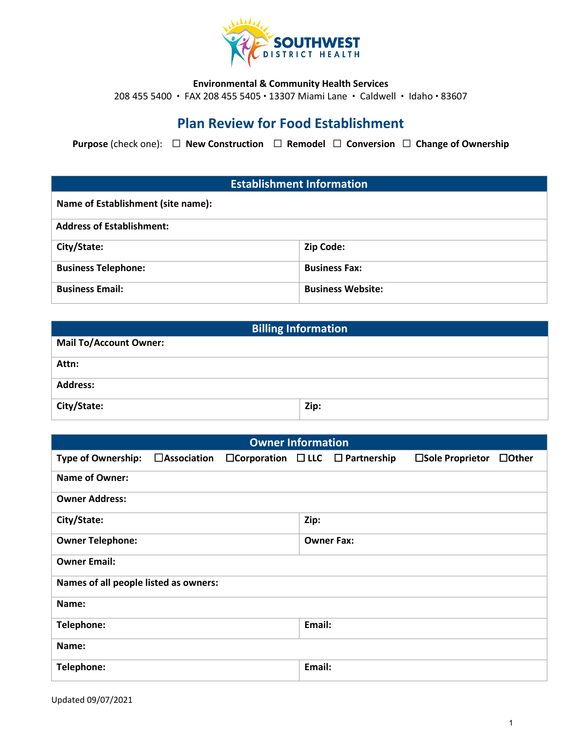SOUTHWEST DISTRICT HEALTH

**Environmental & Community Health Services**

208 455 5400 ▪ FAX 208 455 5405 ▪ 13307 Miami Lane ▪ Caldwell ▪ Idaho ▪ 83607

# Plan Review for Food Establishment

**Purpose** (check one): ☐ **New Construction** ☐ **Remodel** ☐ **Conversion** ☐ **Change of Ownership**

| **Establishment Information** | |
|---|---|
| **Name of Establishment (site name):** | |
| **Address of Establishment:** | |
| **City/State:** | **Zip Code:** |
| **Business Telephone:** | **Business Fax:** |
| **Business Email:** | **Business Website:** |

| **Billing Information** | |
|---|---|
| **Mail To/Account Owner:** | |
| **Attn:** | |
| **Address:** | |
| **City/State:** | **Zip:** |

| **Owner Information** | |
|---|---|
| **Type of Ownership:** ☐**Association** ☐**Corporation** ☐ **LLC** ☐ **Partnership** ☐**Sole Proprietor** ☐**Other** | |
| **Name of Owner:** | |
| **Owner Address:** | |
| **City/State:** | **Zip:** |
| **Owner Telephone:** | **Owner Fax:** |
| **Owner Email:** | |
| **Names of all people listed as owners:** | |
| **Name:** | |
| **Telephone:** | **Email:** |
| **Name:** | |
| **Telephone:** | **Email:** |

Updated 09/07/2021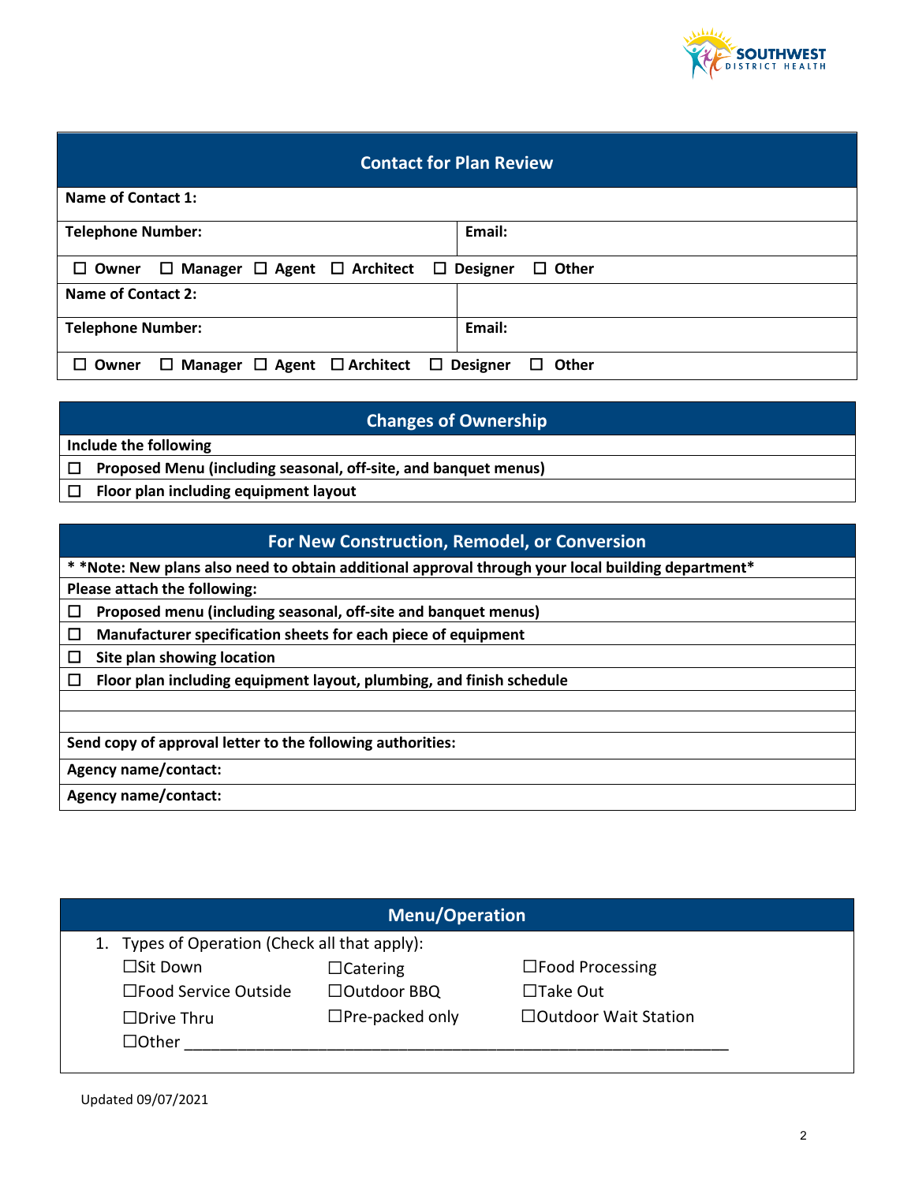## Contact for Plan Review

| | |
|---|---|
| **Name of Contact 1:** | |
| **Telephone Number:** | **Email:** |
| ☐ **Owner** ☐ **Manager** ☐ **Agent** ☐ **Architect** ☐ **Designer** ☐ **Other** | |
| **Name of Contact 2:** | |
| **Telephone Number:** | **Email:** |
| ☐ **Owner** ☐ **Manager** ☐ **Agent** ☐ **Architect** ☐ **Designer** ☐ **Other** | |

## Changes of Ownership

**Include the following**

☐ **Proposed Menu (including seasonal, off-site, and banquet menus)**

☐ **Floor plan including equipment layout**

## For New Construction, Remodel, or Conversion

**\* \*Note: New plans also need to obtain additional approval through your local building department\***

**Please attach the following:**

☐ **Proposed menu (including seasonal, off-site and banquet menus)**

☐ **Manufacturer specification sheets for each piece of equipment**

☐ **Site plan showing location**

☐ **Floor plan including equipment layout, plumbing, and finish schedule**

**Send copy of approval letter to the following authorities:**

**Agency name/contact:**

**Agency name/contact:**

## Menu/Operation

1. Types of Operation (Check all that apply):

| | | |
|---|---|---|
| ☐Sit Down | ☐Catering | ☐Food Processing |
| ☐Food Service Outside | ☐Outdoor BBQ | ☐Take Out |
| ☐Drive Thru | ☐Pre-packed only | ☐Outdoor Wait Station |

☐Other ____________________________________________________________

Updated 09/07/2021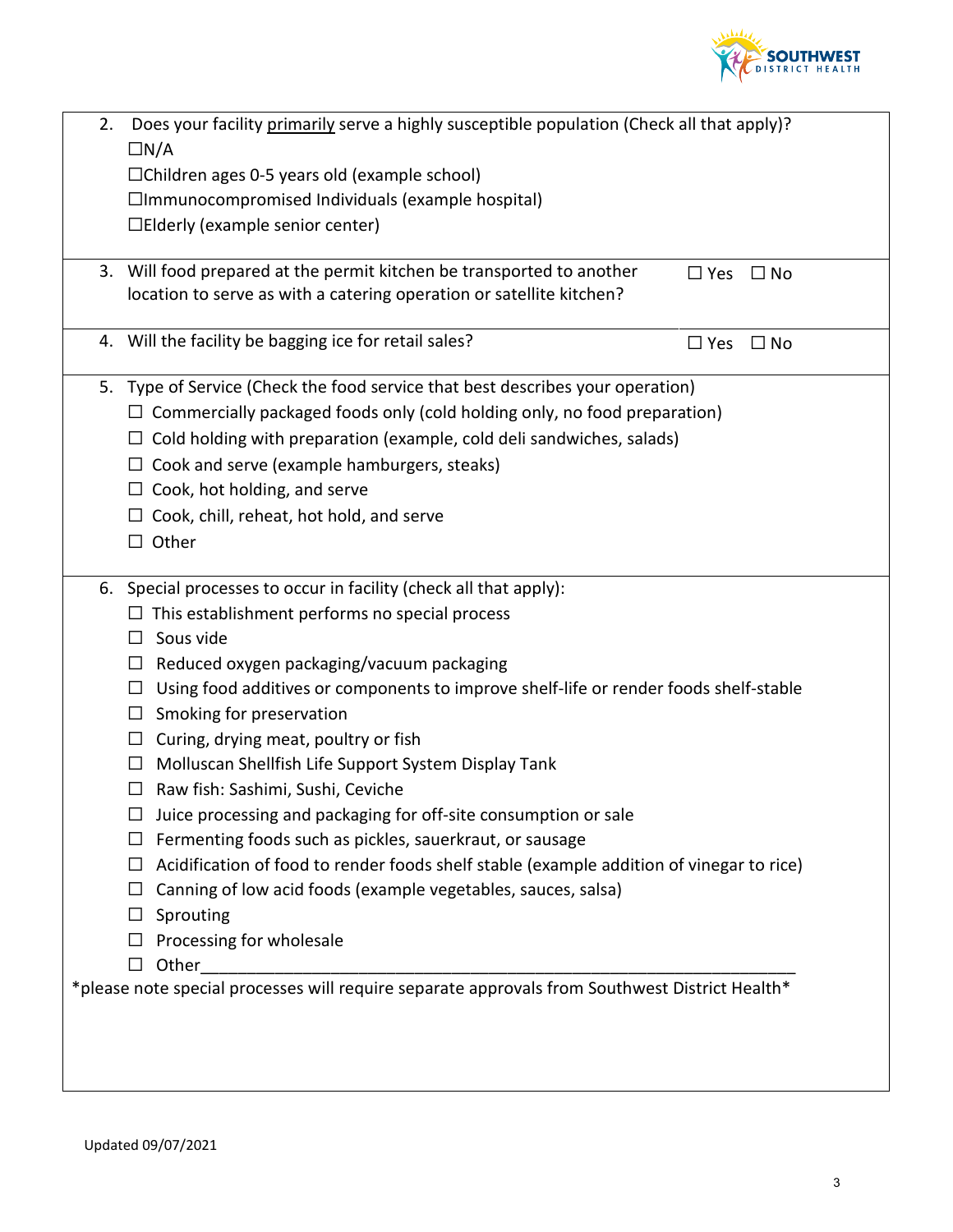2. Does your facility primarily serve a highly susceptible population (Check all that apply)?
   ☐N/A
   ☐Children ages 0-5 years old (example school)
   ☐Immunocompromised Individuals (example hospital)
   ☐Elderly (example senior center)

3. Will food prepared at the permit kitchen be transported to another location to serve as with a catering operation or satellite kitchen? ☐ Yes ☐ No

4. Will the facility be bagging ice for retail sales? ☐ Yes ☐ No

5. Type of Service (Check the food service that best describes your operation)
   ☐ Commercially packaged foods only (cold holding only, no food preparation)
   ☐ Cold holding with preparation (example, cold deli sandwiches, salads)
   ☐ Cook and serve (example hamburgers, steaks)
   ☐ Cook, hot holding, and serve
   ☐ Cook, chill, reheat, hot hold, and serve
   ☐ Other

6. Special processes to occur in facility (check all that apply):
   ☐ This establishment performs no special process
   ☐ Sous vide
   ☐ Reduced oxygen packaging/vacuum packaging
   ☐ Using food additives or components to improve shelf-life or render foods shelf-stable
   ☐ Smoking for preservation
   ☐ Curing, drying meat, poultry or fish
   ☐ Molluscan Shellfish Life Support System Display Tank
   ☐ Raw fish: Sashimi, Sushi, Ceviche
   ☐ Juice processing and packaging for off-site consumption or sale
   ☐ Fermenting foods such as pickles, sauerkraut, or sausage
   ☐ Acidification of food to render foods shelf stable (example addition of vinegar to rice)
   ☐ Canning of low acid foods (example vegetables, sauces, salsa)
   ☐ Sprouting
   ☐ Processing for wholesale
   ☐ Other_______________________________________________________________

*please note special processes will require separate approvals from Southwest District Health*

Updated 09/07/2021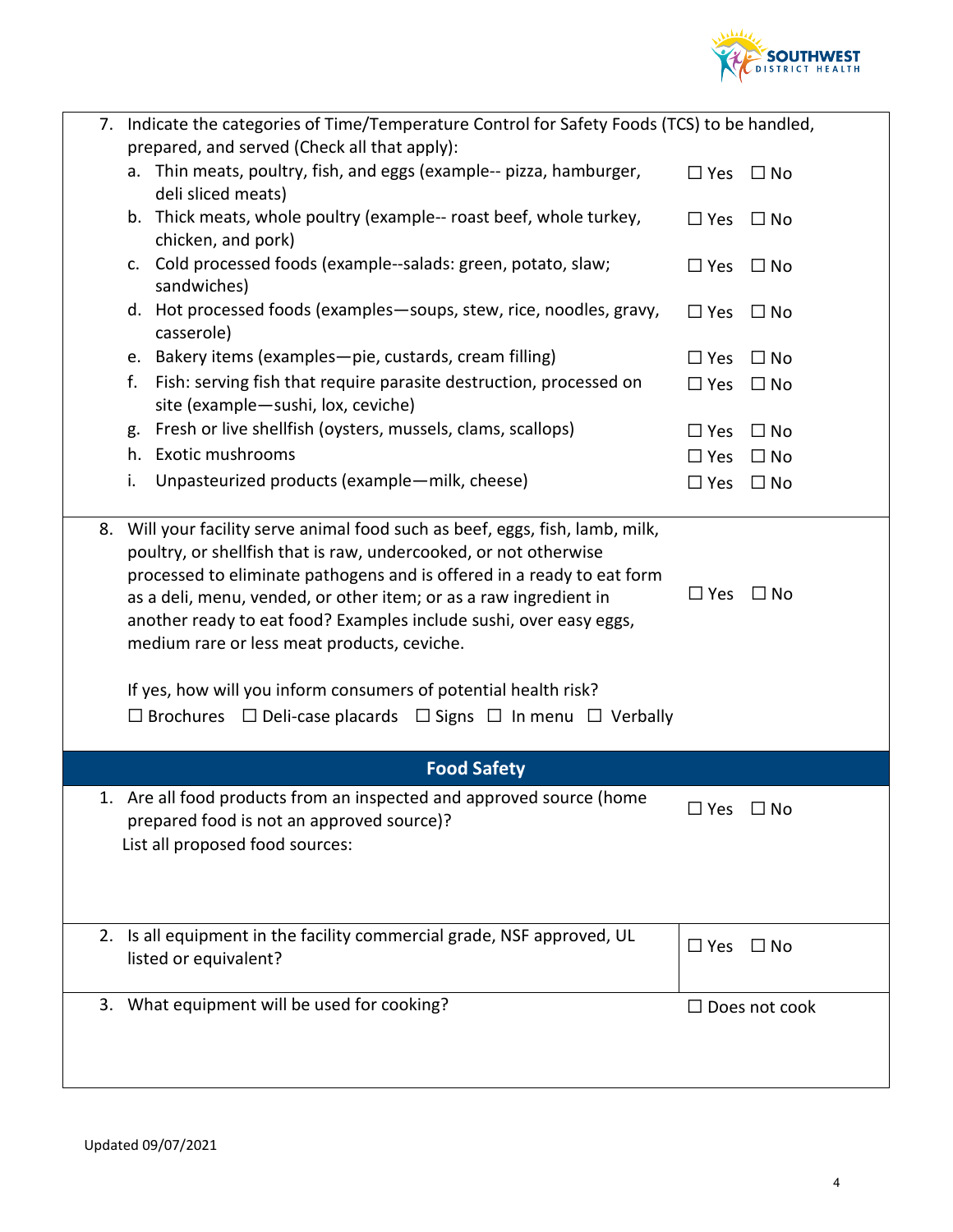7. Indicate the categories of Time/Temperature Control for Safety Foods (TCS) to be handled, prepared, and served (Check all that apply):

| | | |
|---|---|---|
| a. | Thin meats, poultry, fish, and eggs (example-- pizza, hamburger, deli sliced meats) | ☐ Yes ☐ No |
| b. | Thick meats, whole poultry (example-- roast beef, whole turkey, chicken, and pork) | ☐ Yes ☐ No |
| c. | Cold processed foods (example--salads: green, potato, slaw; sandwiches) | ☐ Yes ☐ No |
| d. | Hot processed foods (examples—soups, stew, rice, noodles, gravy, casserole) | ☐ Yes ☐ No |
| e. | Bakery items (examples—pie, custards, cream filling) | ☐ Yes ☐ No |
| f. | Fish: serving fish that require parasite destruction, processed on site (example—sushi, lox, ceviche) | ☐ Yes ☐ No |
| g. | Fresh or live shellfish (oysters, mussels, clams, scallops) | ☐ Yes ☐ No |
| h. | Exotic mushrooms | ☐ Yes ☐ No |
| i. | Unpasteurized products (example—milk, cheese) | ☐ Yes ☐ No |

8. Will your facility serve animal food such as beef, eggs, fish, lamb, milk, poultry, or shellfish that is raw, undercooked, or not otherwise processed to eliminate pathogens and is offered in a ready to eat form as a deli, menu, vended, or other item; or as a raw ingredient in another ready to eat food? Examples include sushi, over easy eggs, medium rare or less meat products, ceviche. ☐ Yes ☐ No

   If yes, how will you inform consumers of potential health risk?

   ☐ Brochures ☐ Deli-case placards ☐ Signs ☐ In menu ☐ Verbally

## Food Safety

1. Are all food products from an inspected and approved source (home prepared food is not an approved source)? ☐ Yes ☐ No

   List all proposed food sources:

2. Is all equipment in the facility commercial grade, NSF approved, UL listed or equivalent? ☐ Yes ☐ No

3. What equipment will be used for cooking? ☐ Does not cook

Updated 09/07/2021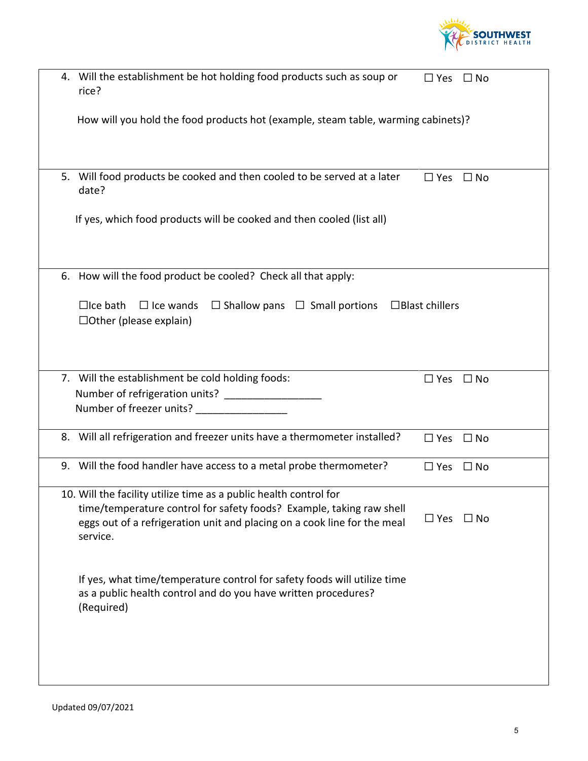4. Will the establishment be hot holding food products such as soup or rice? ☐ Yes ☐ No

   How will you hold the food products hot (example, steam table, warming cabinets)?

5. Will food products be cooked and then cooled to be served at a later date? ☐ Yes ☐ No

   If yes, which food products will be cooked and then cooled (list all)

6. How will the food product be cooled? Check all that apply:

   ☐Ice bath ☐ Ice wands ☐ Shallow pans ☐ Small portions ☐Blast chillers
   ☐Other (please explain)

7. Will the establishment be cold holding foods: ☐ Yes ☐ No
   Number of refrigeration units? _________________
   Number of freezer units? ________________

8. Will all refrigeration and freezer units have a thermometer installed? ☐ Yes ☐ No

9. Will the food handler have access to a metal probe thermometer? ☐ Yes ☐ No

10. Will the facility utilize time as a public health control for time/temperature control for safety foods? Example, taking raw shell eggs out of a refrigeration unit and placing on a cook line for the meal service. ☐ Yes ☐ No

    If yes, what time/temperature control for safety foods will utilize time as a public health control and do you have written procedures? (Required)

Updated 09/07/2021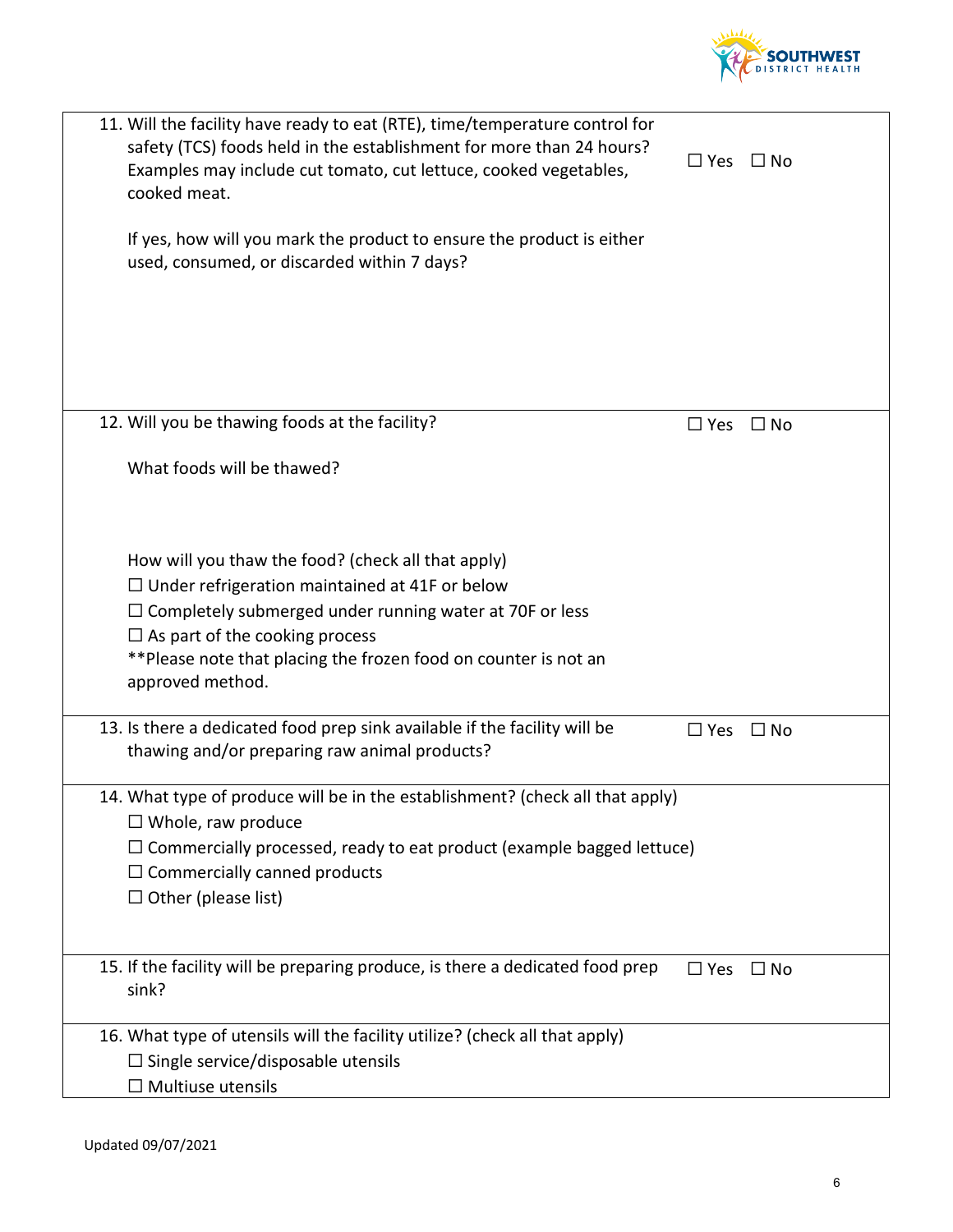11. Will the facility have ready to eat (RTE), time/temperature control for safety (TCS) foods held in the establishment for more than 24 hours? Examples may include cut tomato, cut lettuce, cooked vegetables, cooked meat. ☐ Yes ☐ No

    If yes, how will you mark the product to ensure the product is either used, consumed, or discarded within 7 days?

12. Will you be thawing foods at the facility? ☐ Yes ☐ No

    What foods will be thawed?

    How will you thaw the food? (check all that apply)

    ☐ Under refrigeration maintained at 41F or below

    ☐ Completely submerged under running water at 70F or less

    ☐ As part of the cooking process

    **Please note that placing the frozen food on counter is not an approved method.

13. Is there a dedicated food prep sink available if the facility will be thawing and/or preparing raw animal products? ☐ Yes ☐ No

14. What type of produce will be in the establishment? (check all that apply)

    ☐ Whole, raw produce

    ☐ Commercially processed, ready to eat product (example bagged lettuce)

    ☐ Commercially canned products

    ☐ Other (please list)

15. If the facility will be preparing produce, is there a dedicated food prep sink? ☐ Yes ☐ No

16. What type of utensils will the facility utilize? (check all that apply)

    ☐ Single service/disposable utensils

    ☐ Multiuse utensils

Updated 09/07/2021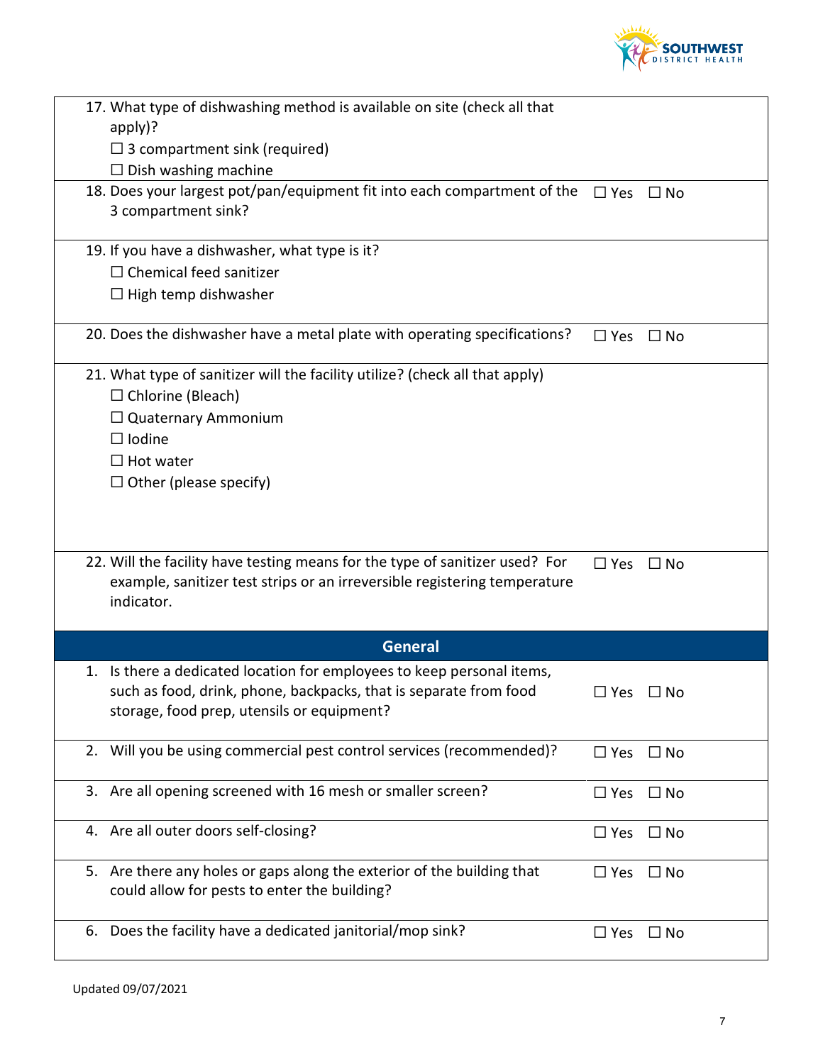| | |
|---|---|
| 17. What type of dishwashing method is available on site (check all that apply)?<br>☐ 3 compartment sink (required)<br>☐ Dish washing machine | |
| 18. Does your largest pot/pan/equipment fit into each compartment of the 3 compartment sink? | ☐ Yes ☐ No |
| 19. If you have a dishwasher, what type is it?<br>☐ Chemical feed sanitizer<br>☐ High temp dishwasher | |
| 20. Does the dishwasher have a metal plate with operating specifications? | ☐ Yes ☐ No |
| 21. What type of sanitizer will the facility utilize? (check all that apply)<br>☐ Chlorine (Bleach)<br>☐ Quaternary Ammonium<br>☐ Iodine<br>☐ Hot water<br>☐ Other (please specify) | |
| 22. Will the facility have testing means for the type of sanitizer used? For example, sanitizer test strips or an irreversible registering temperature indicator. | ☐ Yes ☐ No |
| **General** | |
| 1. Is there a dedicated location for employees to keep personal items, such as food, drink, phone, backpacks, that is separate from food storage, food prep, utensils or equipment? | ☐ Yes ☐ No |
| 2. Will you be using commercial pest control services (recommended)? | ☐ Yes ☐ No |
| 3. Are all opening screened with 16 mesh or smaller screen? | ☐ Yes ☐ No |
| 4. Are all outer doors self-closing? | ☐ Yes ☐ No |
| 5. Are there any holes or gaps along the exterior of the building that could allow for pests to enter the building? | ☐ Yes ☐ No |
| 6. Does the facility have a dedicated janitorial/mop sink? | ☐ Yes ☐ No |

Updated 09/07/2021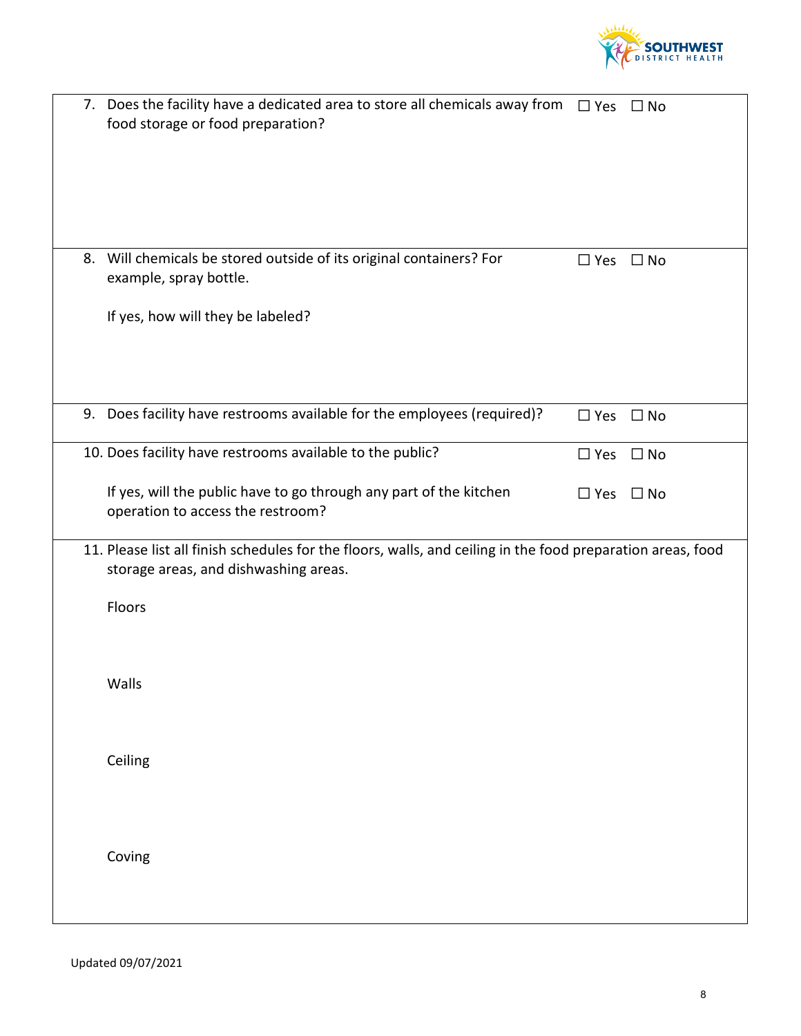| | |
|---|---|
| 7. Does the facility have a dedicated area to store all chemicals away from food storage or food preparation? | ☐ Yes ☐ No |
| 8. Will chemicals be stored outside of its original containers? For example, spray bottle.<br><br>If yes, how will they be labeled? | ☐ Yes ☐ No |
| 9. Does facility have restrooms available for the employees (required)? | ☐ Yes ☐ No |
| 10. Does facility have restrooms available to the public?<br><br>If yes, will the public have to go through any part of the kitchen operation to access the restroom? | ☐ Yes ☐ No<br><br>☐ Yes ☐ No |
| 11. Please list all finish schedules for the floors, walls, and ceiling in the food preparation areas, food storage areas, and dishwashing areas.<br><br>Floors<br><br>Walls<br><br>Ceiling<br><br>Coving | |

Updated 09/07/2021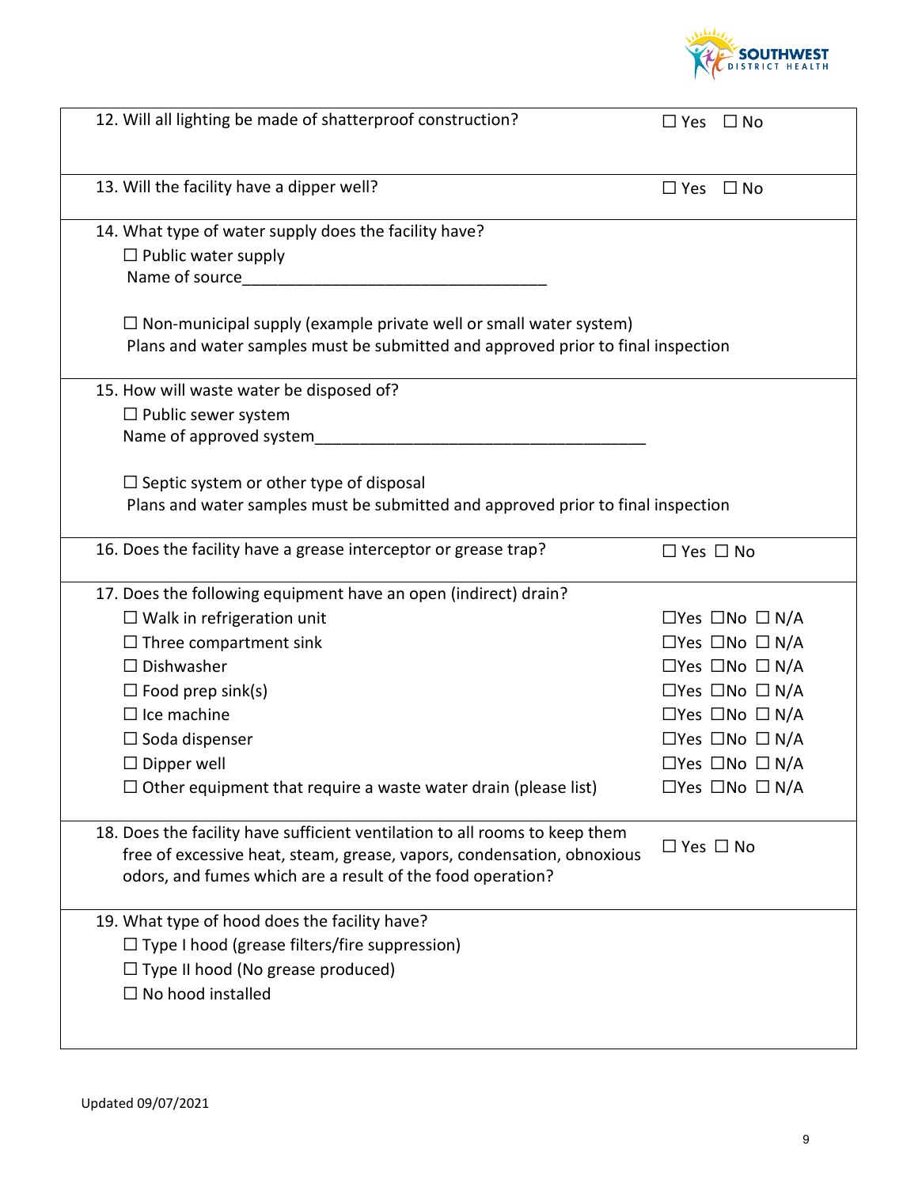| | |
|---|---|
| 12. Will all lighting be made of shatterproof construction? | ☐ Yes ☐ No |
| 13. Will the facility have a dipper well? | ☐ Yes ☐ No |

14. What type of water supply does the facility have?

☐ Public water supply
Name of source___________________________________

☐ Non-municipal supply (example private well or small water system)
Plans and water samples must be submitted and approved prior to final inspection

15. How will waste water be disposed of?

☐ Public sewer system
Name of approved system______________________________________

☐ Septic system or other type of disposal
Plans and water samples must be submitted and approved prior to final inspection

| | |
|---|---|
| 16. Does the facility have a grease interceptor or grease trap? | ☐ Yes ☐ No |
| 17. Does the following equipment have an open (indirect) drain? | |
| ☐ Walk in refrigeration unit | ☐Yes ☐No ☐ N/A |
| ☐ Three compartment sink | ☐Yes ☐No ☐ N/A |
| ☐ Dishwasher | ☐Yes ☐No ☐ N/A |
| ☐ Food prep sink(s) | ☐Yes ☐No ☐ N/A |
| ☐ Ice machine | ☐Yes ☐No ☐ N/A |
| ☐ Soda dispenser | ☐Yes ☐No ☐ N/A |
| ☐ Dipper well | ☐Yes ☐No ☐ N/A |
| ☐ Other equipment that require a waste water drain (please list) | ☐Yes ☐No ☐ N/A |
| 18. Does the facility have sufficient ventilation to all rooms to keep them free of excessive heat, steam, grease, vapors, condensation, obnoxious odors, and fumes which are a result of the food operation? | ☐ Yes ☐ No |

19. What type of hood does the facility have?

☐ Type I hood (grease filters/fire suppression)
☐ Type II hood (No grease produced)
☐ No hood installed

Updated 09/07/2021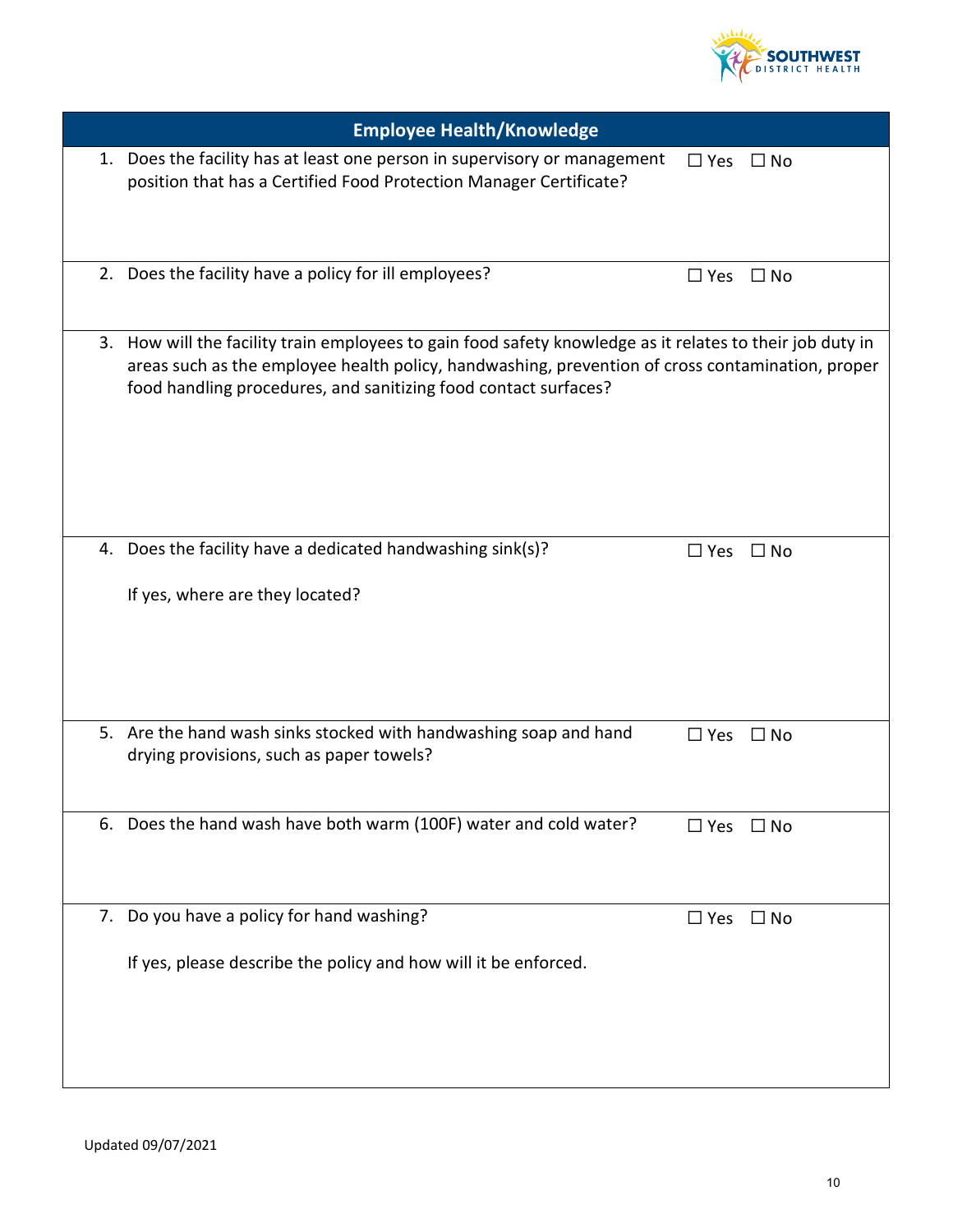## Employee Health/Knowledge

1. Does the facility has at least one person in supervisory or management position that has a Certified Food Protection Manager Certificate? ☐ Yes ☐ No

2. Does the facility have a policy for ill employees? ☐ Yes ☐ No

3. How will the facility train employees to gain food safety knowledge as it relates to their job duty in areas such as the employee health policy, handwashing, prevention of cross contamination, proper food handling procedures, and sanitizing food contact surfaces?

4. Does the facility have a dedicated handwashing sink(s)? ☐ Yes ☐ No

   If yes, where are they located?

5. Are the hand wash sinks stocked with handwashing soap and hand drying provisions, such as paper towels? ☐ Yes ☐ No

6. Does the hand wash have both warm (100F) water and cold water? ☐ Yes ☐ No

7. Do you have a policy for hand washing? ☐ Yes ☐ No

   If yes, please describe the policy and how will it be enforced.

Updated 09/07/2021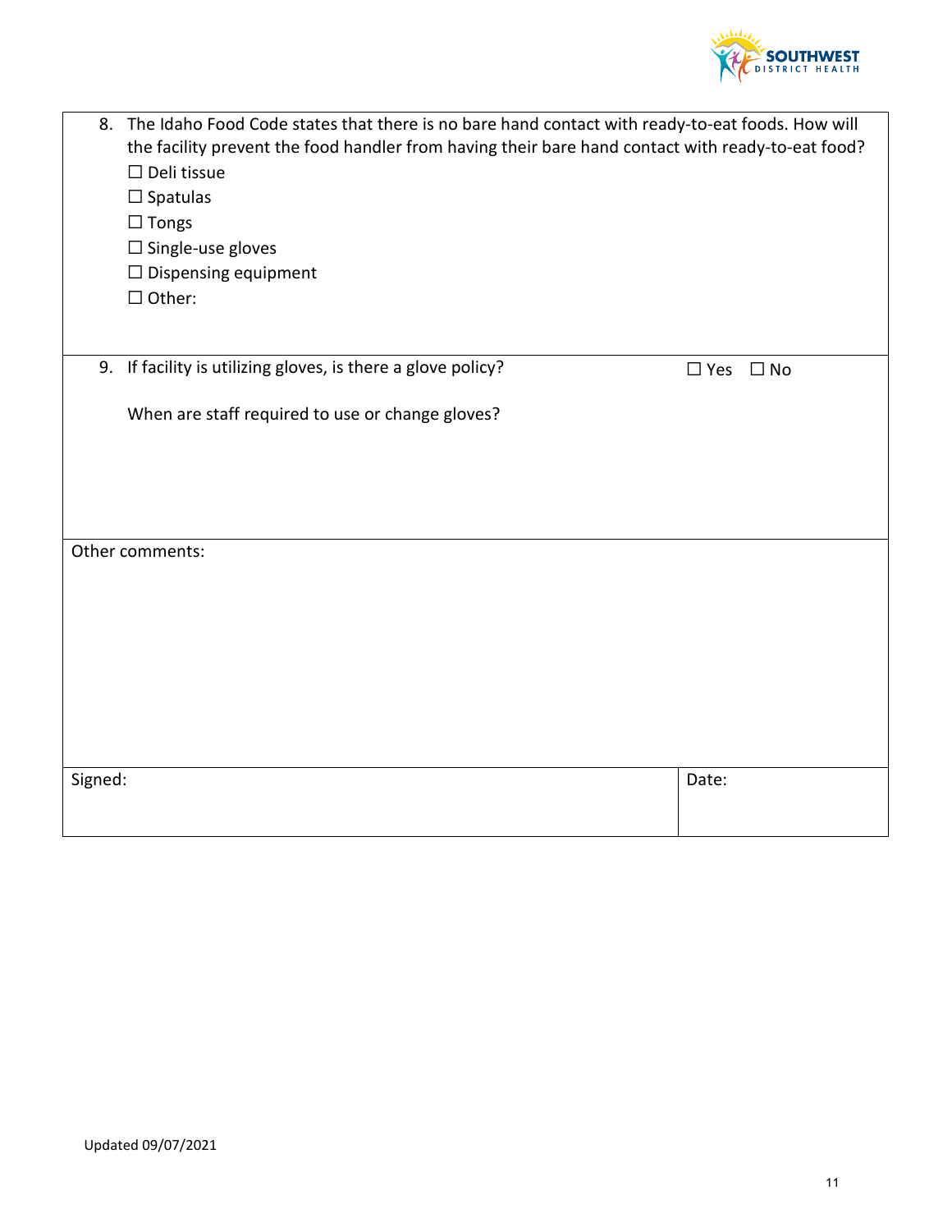8. The Idaho Food Code states that there is no bare hand contact with ready-to-eat foods. How will the facility prevent the food handler from having their bare hand contact with ready-to-eat food?
   - ☐ Deli tissue
   - ☐ Spatulas
   - ☐ Tongs
   - ☐ Single-use gloves
   - ☐ Dispensing equipment
   - ☐ Other:

9. If facility is utilizing gloves, is there a glove policy? ☐ Yes ☐ No

   When are staff required to use or change gloves?

Other comments:

| Signed: | Date: |
| --- | --- |
| | |

Updated 09/07/2021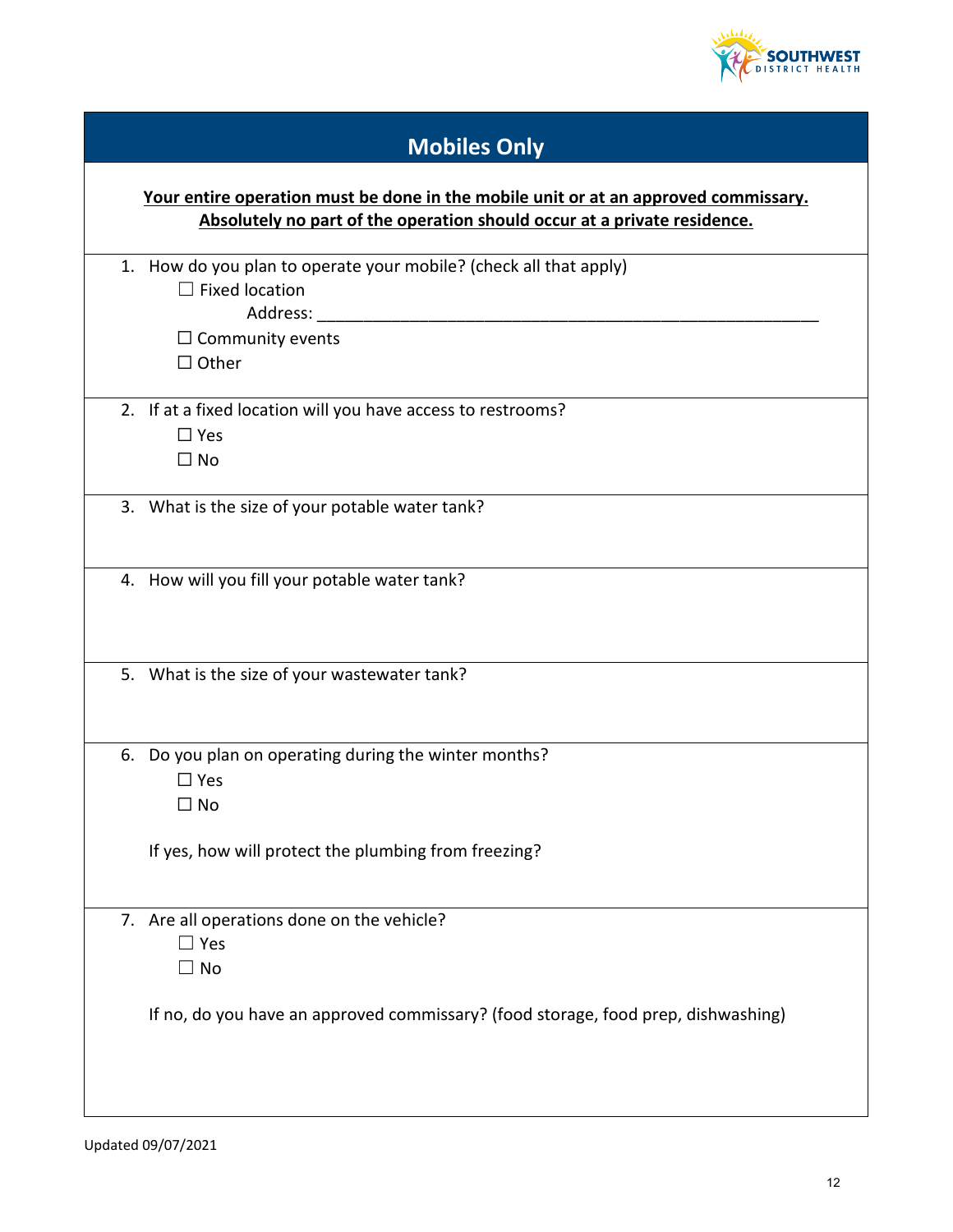## Mobiles Only

**Your entire operation must be done in the mobile unit or at an approved commissary. Absolutely no part of the operation should occur at a private residence.**

1. How do you plan to operate your mobile? (check all that apply)
   - ☐ Fixed location
     Address: ____________________________________________________________
   - ☐ Community events
   - ☐ Other

2. If at a fixed location will you have access to restrooms?
   - ☐ Yes
   - ☐ No

3. What is the size of your potable water tank?

4. How will you fill your potable water tank?

5. What is the size of your wastewater tank?

6. Do you plan on operating during the winter months?
   - ☐ Yes
   - ☐ No

   If yes, how will protect the plumbing from freezing?

7. Are all operations done on the vehicle?
   - ☐ Yes
   - ☐ No

   If no, do you have an approved commissary? (food storage, food prep, dishwashing)

Updated 09/07/2021